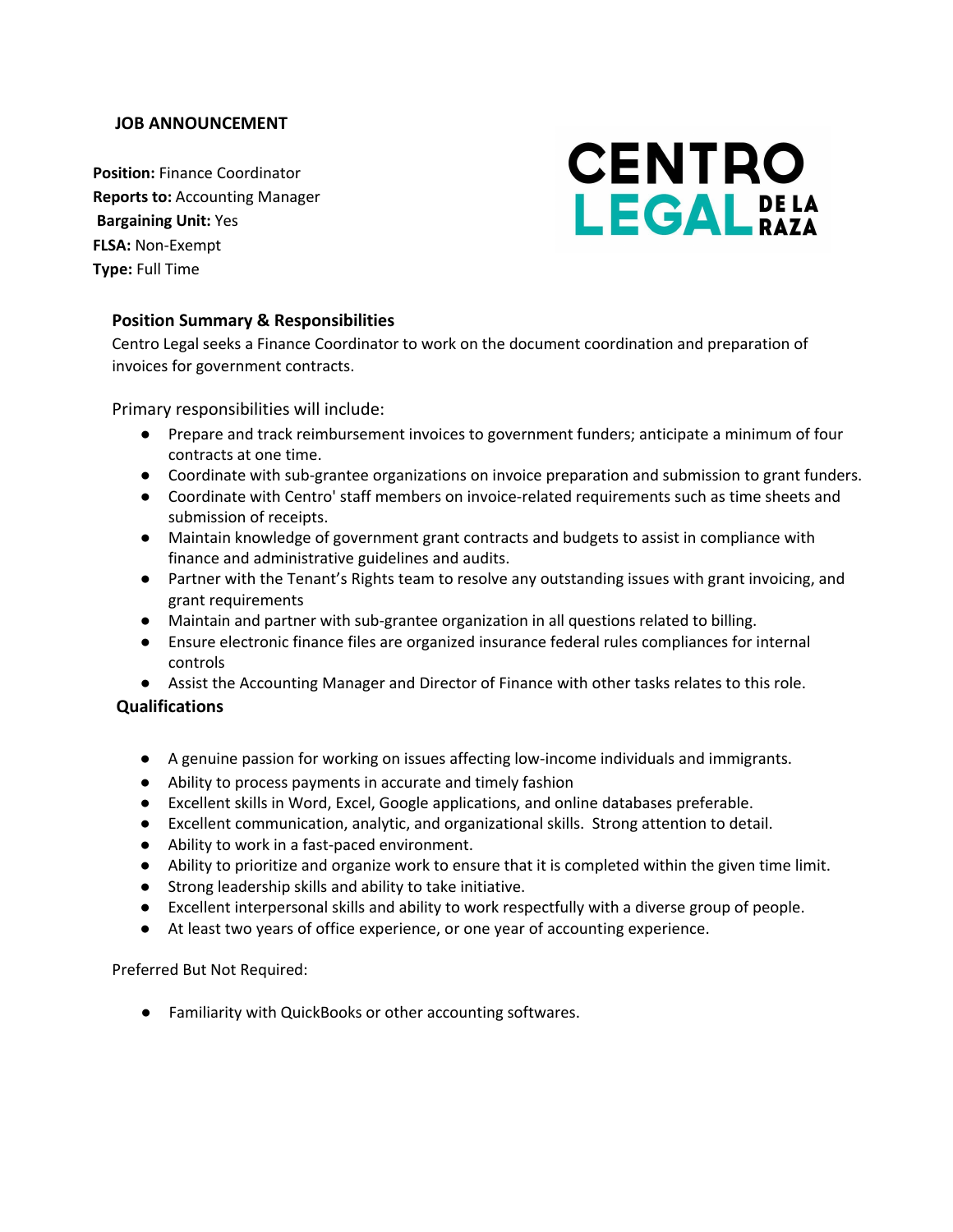**JOB ANNOUNCEMENT**

**CENTRO LEGAL DE LA RAZA**

**Position:** Finance Coordinator
**Reports to:** Accounting Manager
**Bargaining Unit:** Yes
**FLSA:** Non-Exempt
**Type:** Full Time

## Position Summary & Responsibilities

Centro Legal seeks a Finance Coordinator to work on the document coordination and preparation of invoices for government contracts.

Primary responsibilities will include:

- Prepare and track reimbursement invoices to government funders; anticipate a minimum of four contracts at one time.
- Coordinate with sub-grantee organizations on invoice preparation and submission to grant funders.
- Coordinate with Centro' staff members on invoice-related requirements such as time sheets and submission of receipts.
- Maintain knowledge of government grant contracts and budgets to assist in compliance with finance and administrative guidelines and audits.
- Partner with the Tenant's Rights team to resolve any outstanding issues with grant invoicing, and grant requirements
- Maintain and partner with sub-grantee organization in all questions related to billing.
- Ensure electronic finance files are organized insurance federal rules compliances for internal controls
- Assist the Accounting Manager and Director of Finance with other tasks relates to this role.

## Qualifications

- A genuine passion for working on issues affecting low-income individuals and immigrants.
- Ability to process payments in accurate and timely fashion
- Excellent skills in Word, Excel, Google applications, and online databases preferable.
- Excellent communication, analytic, and organizational skills. Strong attention to detail.
- Ability to work in a fast-paced environment.
- Ability to prioritize and organize work to ensure that it is completed within the given time limit.
- Strong leadership skills and ability to take initiative.
- Excellent interpersonal skills and ability to work respectfully with a diverse group of people.
- At least two years of office experience, or one year of accounting experience.

Preferred But Not Required:

- Familiarity with QuickBooks or other accounting softwares.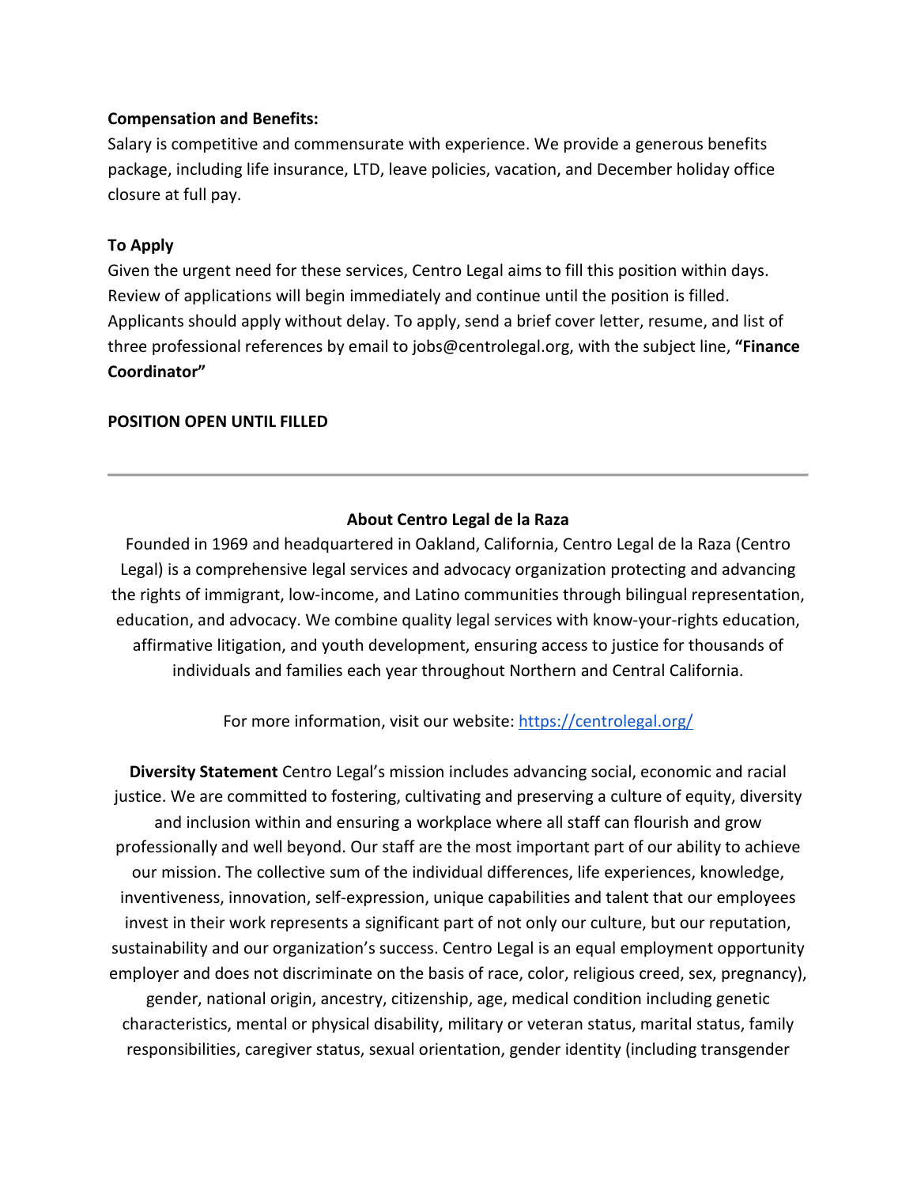**Compensation and Benefits:**

Salary is competitive and commensurate with experience. We provide a generous benefits package, including life insurance, LTD, leave policies, vacation, and December holiday office closure at full pay.

**To Apply**

Given the urgent need for these services, Centro Legal aims to fill this position within days. Review of applications will begin immediately and continue until the position is filled. Applicants should apply without delay. To apply, send a brief cover letter, resume, and list of three professional references by email to jobs@centrolegal.org, with the subject line, **"Finance Coordinator"**

**POSITION OPEN UNTIL FILLED**

---

**About Centro Legal de la Raza**

Founded in 1969 and headquartered in Oakland, California, Centro Legal de la Raza (Centro Legal) is a comprehensive legal services and advocacy organization protecting and advancing the rights of immigrant, low-income, and Latino communities through bilingual representation, education, and advocacy. We combine quality legal services with know-your-rights education, affirmative litigation, and youth development, ensuring access to justice for thousands of individuals and families each year throughout Northern and Central California.

For more information, visit our website: [https://centrolegal.org/](https://centrolegal.org/)

**Diversity Statement** Centro Legal's mission includes advancing social, economic and racial justice. We are committed to fostering, cultivating and preserving a culture of equity, diversity and inclusion within and ensuring a workplace where all staff can flourish and grow professionally and well beyond. Our staff are the most important part of our ability to achieve our mission. The collective sum of the individual differences, life experiences, knowledge, inventiveness, innovation, self-expression, unique capabilities and talent that our employees invest in their work represents a significant part of not only our culture, but our reputation, sustainability and our organization's success. Centro Legal is an equal employment opportunity employer and does not discriminate on the basis of race, color, religious creed, sex, pregnancy), gender, national origin, ancestry, citizenship, age, medical condition including genetic characteristics, mental or physical disability, military or veteran status, marital status, family responsibilities, caregiver status, sexual orientation, gender identity (including transgender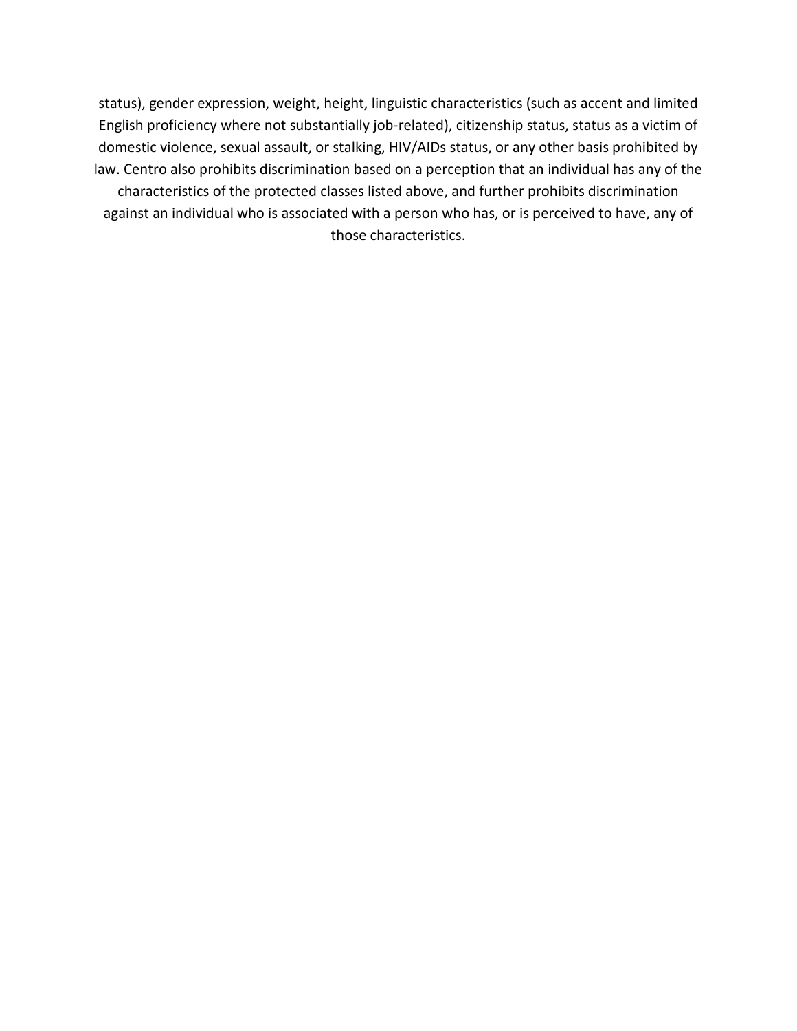status), gender expression, weight, height, linguistic characteristics (such as accent and limited English proficiency where not substantially job-related), citizenship status, status as a victim of domestic violence, sexual assault, or stalking, HIV/AIDs status, or any other basis prohibited by law. Centro also prohibits discrimination based on a perception that an individual has any of the characteristics of the protected classes listed above, and further prohibits discrimination against an individual who is associated with a person who has, or is perceived to have, any of those characteristics.